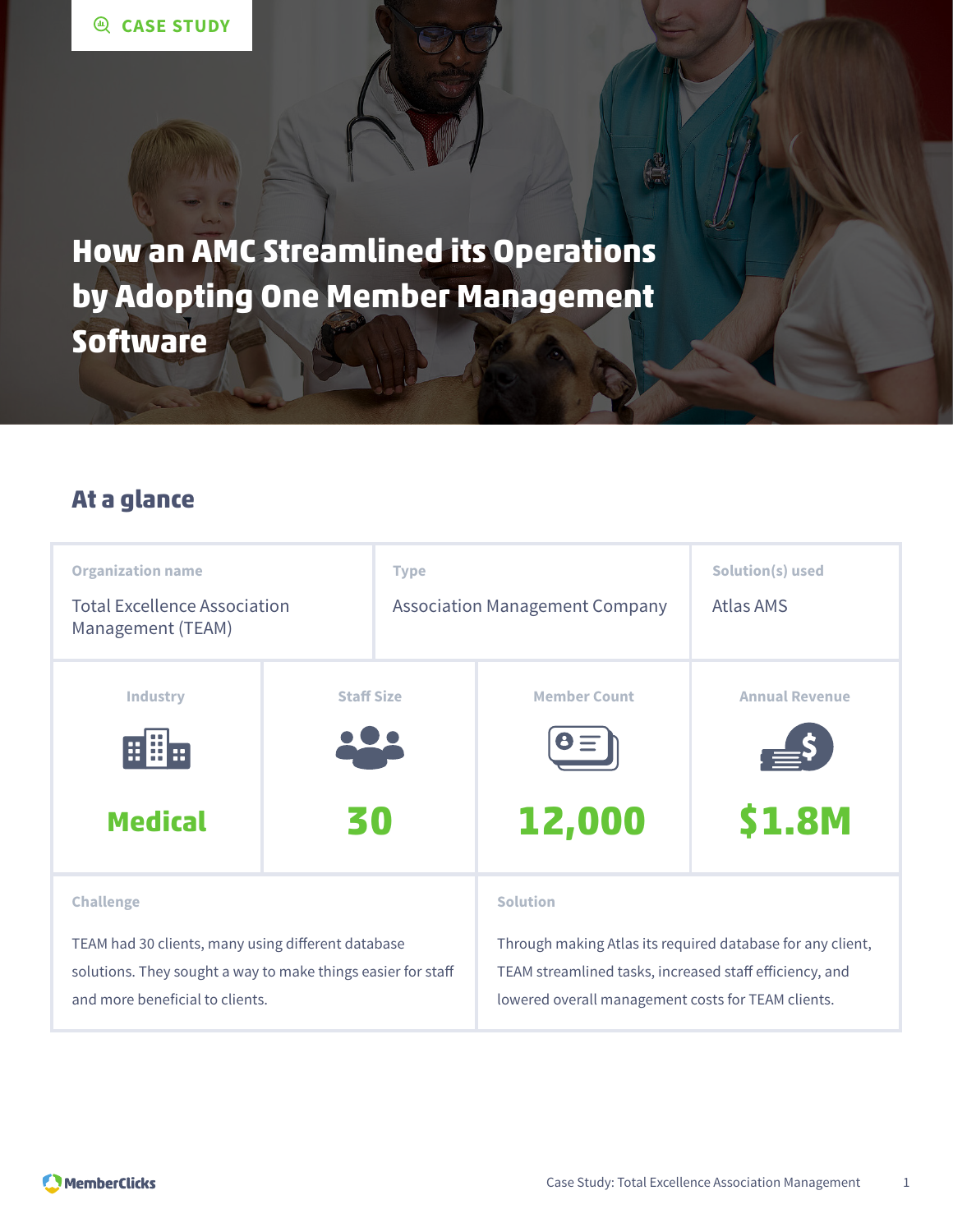CASE STUDY

# How an AMC Streamlined its Operations by Adopting One Member Management Software

## At a glance

| Organization name | Type | Solution(s) used |
| --- | --- | --- |
| Total Excellence Association Management (TEAM) | Association Management Company | Atlas AMS |

| Industry | Staff Size | Member Count | Annual Revenue |
| --- | --- | --- | --- |
| **Medical** | **30** | **12,000** | **$1.8M** |

**Challenge**

TEAM had 30 clients, many using different database solutions. They sought a way to make things easier for staff and more beneficial to clients.

**Solution**

Through making Atlas its required database for any client, TEAM streamlined tasks, increased staff efficiency, and lowered overall management costs for TEAM clients.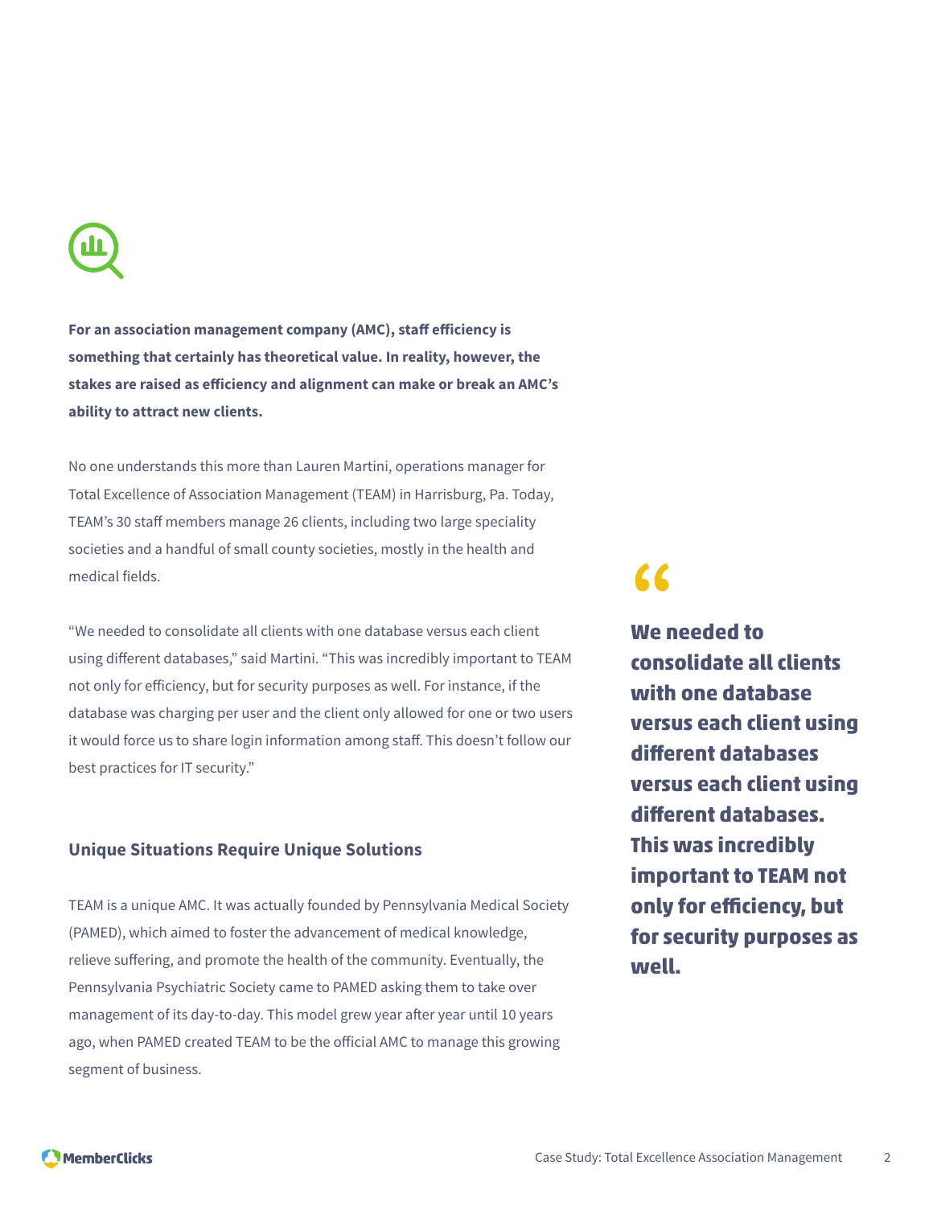**For an association management company (AMC), staff efficiency is something that certainly has theoretical value. In reality, however, the stakes are raised as efficiency and alignment can make or break an AMC's ability to attract new clients.**

No one understands this more than Lauren Martini, operations manager for Total Excellence of Association Management (TEAM) in Harrisburg, Pa. Today, TEAM's 30 staff members manage 26 clients, including two large speciality societies and a handful of small county societies, mostly in the health and medical fields.

"We needed to consolidate all clients with one database versus each client using different databases," said Martini. "This was incredibly important to TEAM not only for efficiency, but for security purposes as well. For instance, if the database was charging per user and the client only allowed for one or two users it would force us to share login information among staff. This doesn't follow our best practices for IT security."

> **We needed to consolidate all clients with one database versus each client using different databases versus each client using different databases. This was incredibly important to TEAM not only for efficiency, but for security purposes as well.**

## Unique Situations Require Unique Solutions

TEAM is a unique AMC. It was actually founded by Pennsylvania Medical Society (PAMED), which aimed to foster the advancement of medical knowledge, relieve suffering, and promote the health of the community. Eventually, the Pennsylvania Psychiatric Society came to PAMED asking them to take over management of its day-to-day. This model grew year after year until 10 years ago, when PAMED created TEAM to be the official AMC to manage this growing segment of business.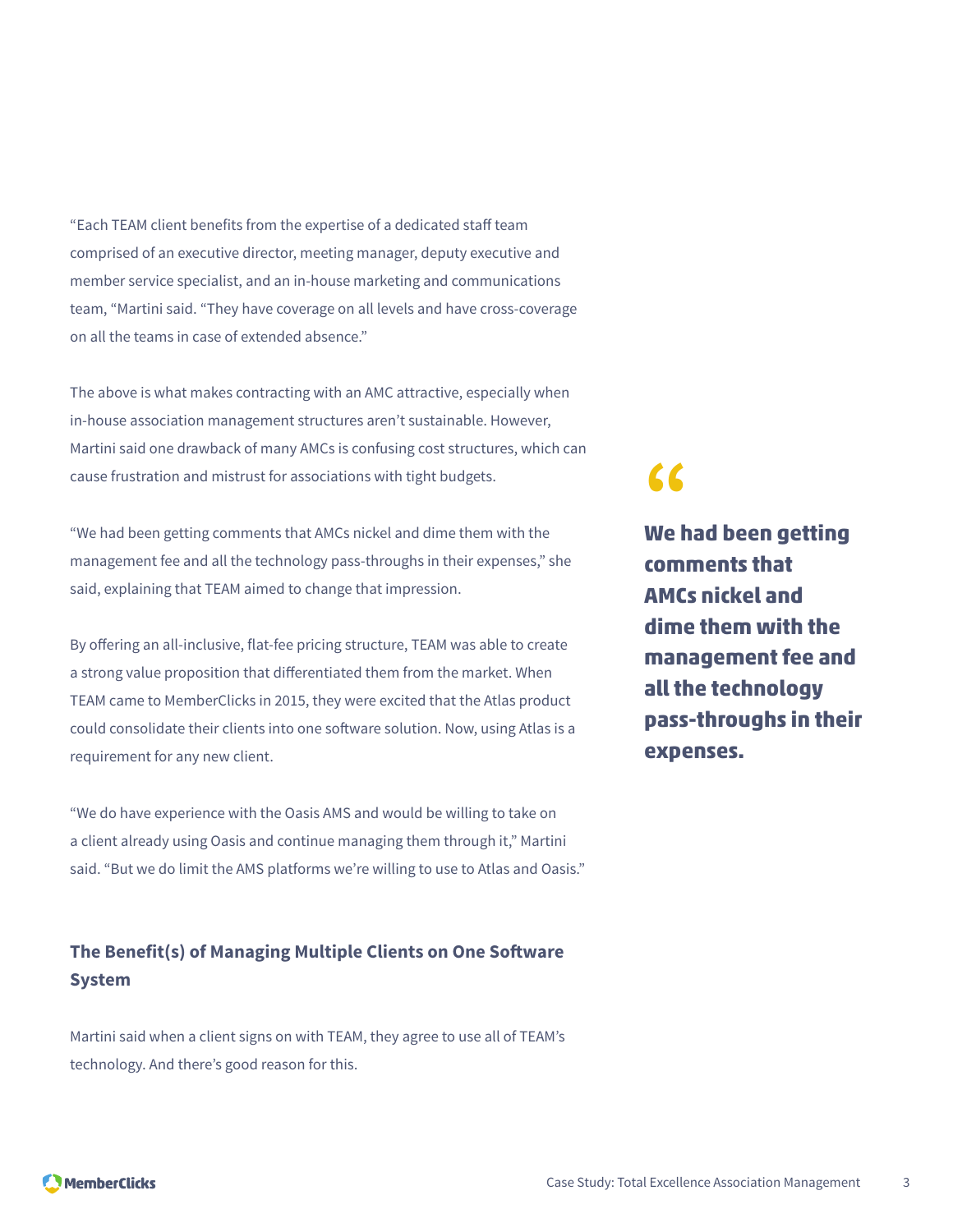"Each TEAM client benefits from the expertise of a dedicated staff team comprised of an executive director, meeting manager, deputy executive and member service specialist, and an in-house marketing and communications team, "Martini said. "They have coverage on all levels and have cross-coverage on all the teams in case of extended absence."

The above is what makes contracting with an AMC attractive, especially when in-house association management structures aren't sustainable. However, Martini said one drawback of many AMCs is confusing cost structures, which can cause frustration and mistrust for associations with tight budgets.

"We had been getting comments that AMCs nickel and dime them with the management fee and all the technology pass-throughs in their expenses," she said, explaining that TEAM aimed to change that impression.

> **We had been getting comments that AMCs nickel and dime them with the management fee and all the technology pass-throughs in their expenses.**

By offering an all-inclusive, flat-fee pricing structure, TEAM was able to create a strong value proposition that differentiated them from the market. When TEAM came to MemberClicks in 2015, they were excited that the Atlas product could consolidate their clients into one software solution. Now, using Atlas is a requirement for any new client.

"We do have experience with the Oasis AMS and would be willing to take on a client already using Oasis and continue managing them through it," Martini said. "But we do limit the AMS platforms we're willing to use to Atlas and Oasis."

## The Benefit(s) of Managing Multiple Clients on One Software System

Martini said when a client signs on with TEAM, they agree to use all of TEAM's technology. And there's good reason for this.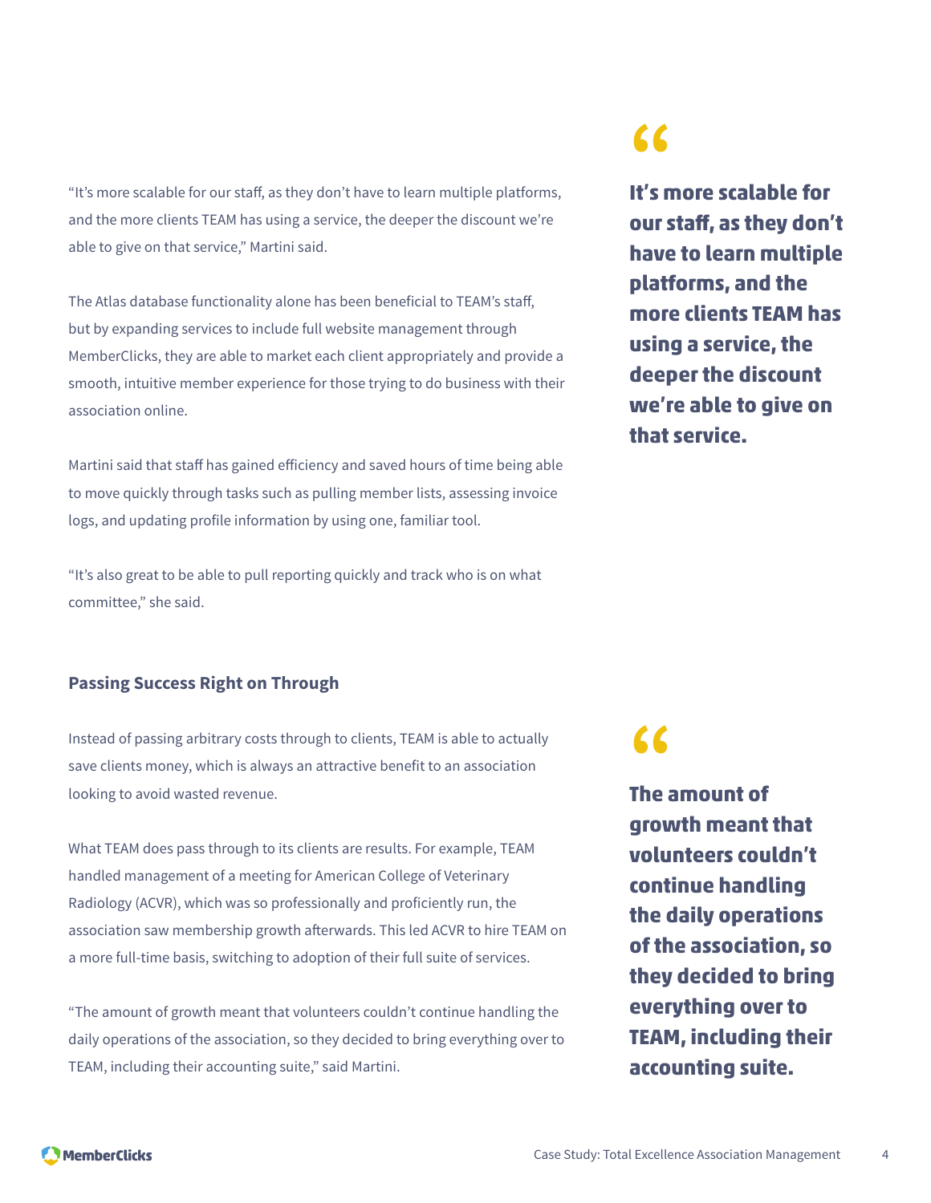"It's more scalable for our staff, as they don't have to learn multiple platforms, and the more clients TEAM has using a service, the deeper the discount we're able to give on that service," Martini said.

> **It's more scalable for our staff, as they don't have to learn multiple platforms, and the more clients TEAM has using a service, the deeper the discount we're able to give on that service.**

The Atlas database functionality alone has been beneficial to TEAM's staff, but by expanding services to include full website management through MemberClicks, they are able to market each client appropriately and provide a smooth, intuitive member experience for those trying to do business with their association online.

Martini said that staff has gained efficiency and saved hours of time being able to move quickly through tasks such as pulling member lists, assessing invoice logs, and updating profile information by using one, familiar tool.

"It's also great to be able to pull reporting quickly and track who is on what committee," she said.

### Passing Success Right on Through

Instead of passing arbitrary costs through to clients, TEAM is able to actually save clients money, which is always an attractive benefit to an association looking to avoid wasted revenue.

What TEAM does pass through to its clients are results. For example, TEAM handled management of a meeting for American College of Veterinary Radiology (ACVR), which was so professionally and proficiently run, the association saw membership growth afterwards. This led ACVR to hire TEAM on a more full-time basis, switching to adoption of their full suite of services.

"The amount of growth meant that volunteers couldn't continue handling the daily operations of the association, so they decided to bring everything over to TEAM, including their accounting suite," said Martini.

> **The amount of growth meant that volunteers couldn't continue handling the daily operations of the association, so they decided to bring everything over to TEAM, including their accounting suite.**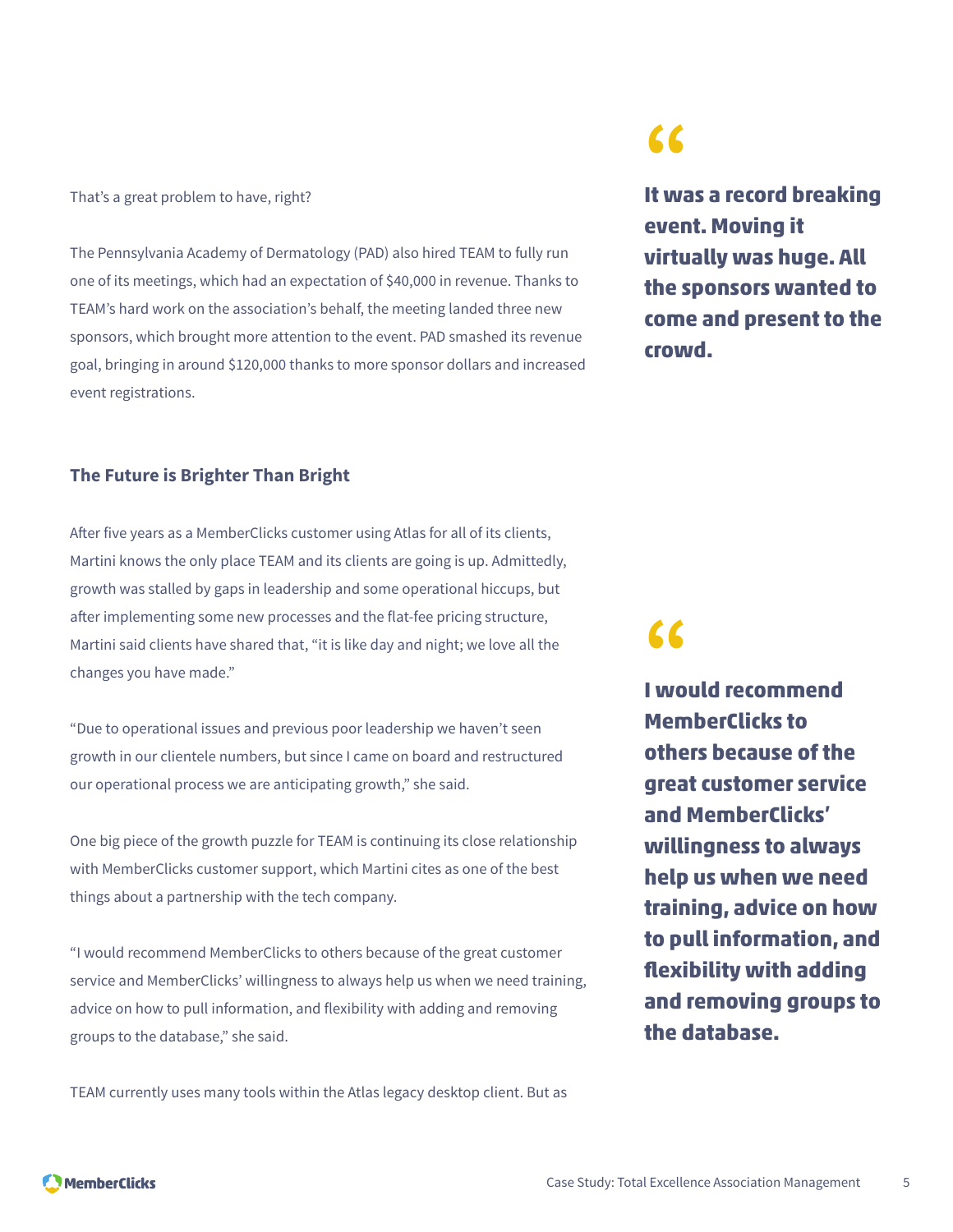That's a great problem to have, right?

The Pennsylvania Academy of Dermatology (PAD) also hired TEAM to fully run one of its meetings, which had an expectation of $40,000 in revenue. Thanks to TEAM's hard work on the association's behalf, the meeting landed three new sponsors, which brought more attention to the event. PAD smashed its revenue goal, bringing in around $120,000 thanks to more sponsor dollars and increased event registrations.

> **It was a record breaking event. Moving it virtually was huge. All the sponsors wanted to come and present to the crowd.**

### The Future is Brighter Than Bright

After five years as a MemberClicks customer using Atlas for all of its clients, Martini knows the only place TEAM and its clients are going is up. Admittedly, growth was stalled by gaps in leadership and some operational hiccups, but after implementing some new processes and the flat-fee pricing structure, Martini said clients have shared that, "it is like day and night; we love all the changes you have made."

"Due to operational issues and previous poor leadership we haven't seen growth in our clientele numbers, but since I came on board and restructured our operational process we are anticipating growth," she said.

One big piece of the growth puzzle for TEAM is continuing its close relationship with MemberClicks customer support, which Martini cites as one of the best things about a partnership with the tech company.

"I would recommend MemberClicks to others because of the great customer service and MemberClicks' willingness to always help us when we need training, advice on how to pull information, and flexibility with adding and removing groups to the database," she said.

> **I would recommend MemberClicks to others because of the great customer service and MemberClicks' willingness to always help us when we need training, advice on how to pull information, and flexibility with adding and removing groups to the database.**

TEAM currently uses many tools within the Atlas legacy desktop client. But as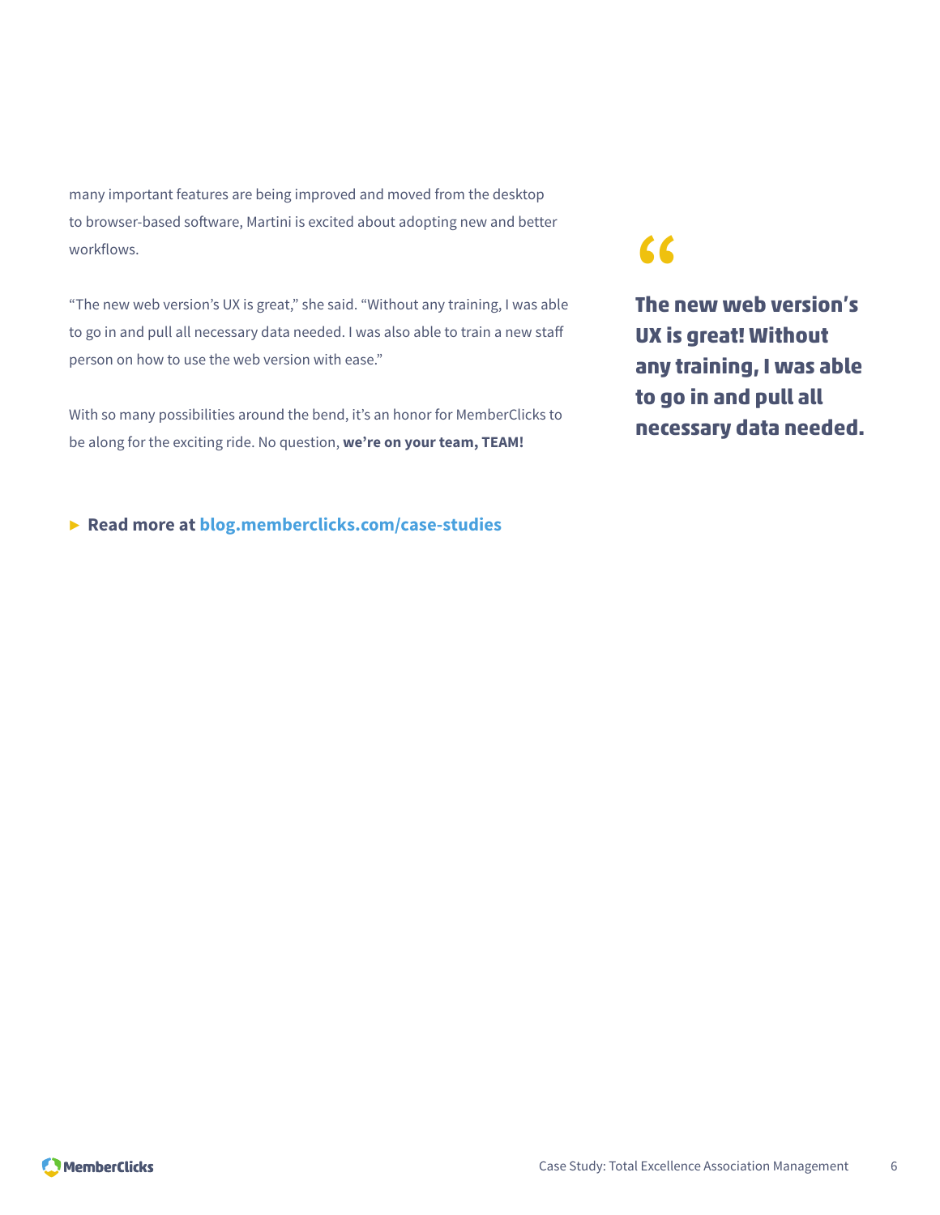many important features are being improved and moved from the desktop to browser-based software, Martini is excited about adopting new and better workflows.

"The new web version's UX is great," she said. "Without any training, I was able to go in and pull all necessary data needed. I was also able to train a new staff person on how to use the web version with ease."

With so many possibilities around the bend, it's an honor for MemberClicks to be along for the exciting ride. No question, **we're on your team, TEAM!**

▶ **Read more at blog.memberclicks.com/case-studies**

> **"The new web version's UX is great! Without any training, I was able to go in and pull all necessary data needed.**